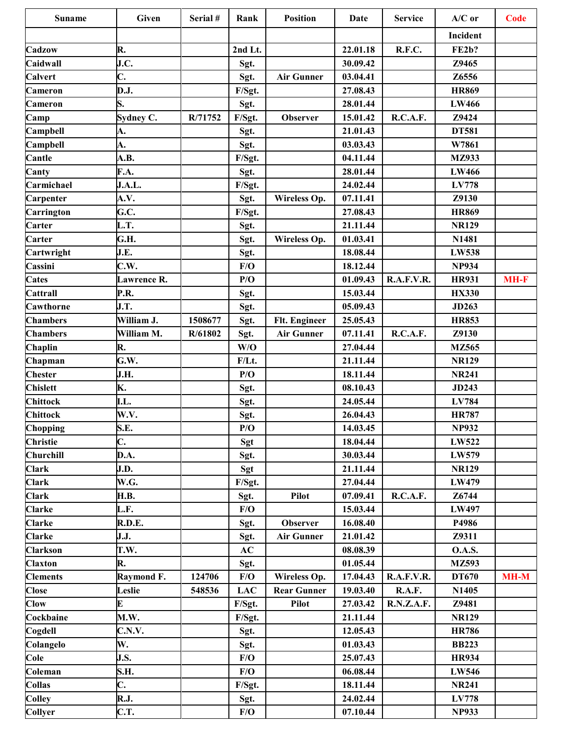| Suname | Given | Serial # | Rank | Position | Date | Service | A/C or Incident | Code |
|---|---|---|---|---|---|---|---|---|
| Cadzow | R. | | 2nd Lt. | | 22.01.18 | R.F.C. | FE2b? | |
| Caidwall | J.C. | | Sgt. | | 30.09.42 | | Z9465 | |
| Calvert | C. | | Sgt. | Air Gunner | 03.04.41 | | Z6556 | |
| Cameron | D.J. | | F/Sgt. | | 27.08.43 | | HR869 | |
| Cameron | S. | | Sgt. | | 28.01.44 | | LW466 | |
| Camp | Sydney C. | R/71752 | F/Sgt. | Observer | 15.01.42 | R.C.A.F. | Z9424 | |
| Campbell | A. | | Sgt. | | 21.01.43 | | DT581 | |
| Campbell | A. | | Sgt. | | 03.03.43 | | W7861 | |
| Cantle | A.B. | | F/Sgt. | | 04.11.44 | | MZ933 | |
| Canty | F.A. | | Sgt. | | 28.01.44 | | LW466 | |
| Carmichael | J.A.L. | | F/Sgt. | | 24.02.44 | | LV778 | |
| Carpenter | A.V. | | Sgt. | Wireless Op. | 07.11.41 | | Z9130 | |
| Carrington | G.C. | | F/Sgt. | | 27.08.43 | | HR869 | |
| Carter | L.T. | | Sgt. | | 21.11.44 | | NR129 | |
| Carter | G.H. | | Sgt. | Wireless Op. | 01.03.41 | | N1481 | |
| Cartwright | J.E. | | Sgt. | | 18.08.44 | | LW538 | |
| Cassini | C.W. | | F/O | | 18.12.44 | | NP934 | |
| Cates | Lawrence R. | | P/O | | 01.09.43 | R.A.F.V.R. | HR931 | MH-F |
| Cattrall | P.R. | | Sgt. | | 15.03.44 | | HX330 | |
| Cawthorne | J.T. | | Sgt. | | 05.09.43 | | JD263 | |
| Chambers | William J. | 1508677 | Sgt. | Flt. Engineer | 25.05.43 | | HR853 | |
| Chambers | William M. | R/61802 | Sgt. | Air Gunner | 07.11.41 | R.C.A.F. | Z9130 | |
| Chaplin | R. | | W/O | | 27.04.44 | | MZ565 | |
| Chapman | G.W. | | F/Lt. | | 21.11.44 | | NR129 | |
| Chester | J.H. | | P/O | | 18.11.44 | | NR241 | |
| Chislett | K. | | Sgt. | | 08.10.43 | | JD243 | |
| Chittock | I.L. | | Sgt. | | 24.05.44 | | LV784 | |
| Chittock | W.V. | | Sgt. | | 26.04.43 | | HR787 | |
| Chopping | S.E. | | P/O | | 14.03.45 | | NP932 | |
| Christie | C. | | Sgt | | 18.04.44 | | LW522 | |
| Churchill | D.A. | | Sgt. | | 30.03.44 | | LW579 | |
| Clark | J.D. | | Sgt | | 21.11.44 | | NR129 | |
| Clark | W.G. | | F/Sgt. | | 27.04.44 | | LW479 | |
| Clark | H.B. | | Sgt. | Pilot | 07.09.41 | R.C.A.F. | Z6744 | |
| Clarke | L.F. | | F/O | | 15.03.44 | | LW497 | |
| Clarke | R.D.E. | | Sgt. | Observer | 16.08.40 | | P4986 | |
| Clarke | J.J. | | Sgt. | Air Gunner | 21.01.42 | | Z9311 | |
| Clarkson | T.W. | | AC | | 08.08.39 | | O.A.S. | |
| Claxton | R. | | Sgt. | | 01.05.44 | | MZ593 | |
| Clements | Raymond F. | 124706 | F/O | Wireless Op. | 17.04.43 | R.A.F.V.R. | DT670 | MH-M |
| Close | Leslie | 548536 | LAC | Rear Gunner | 19.03.40 | R.A.F. | N1405 | |
| Clow | E | | F/Sgt. | Pilot | 27.03.42 | R.N.Z.A.F. | Z9481 | |
| Cockbaine | M.W. | | F/Sgt. | | 21.11.44 | | NR129 | |
| Cogdell | C.N.V. | | Sgt. | | 12.05.43 | | HR786 | |
| Colangelo | W. | | Sgt. | | 01.03.43 | | BB223 | |
| Cole | J.S. | | F/O | | 25.07.43 | | HR934 | |
| Coleman | S.H. | | F/O | | 06.08.44 | | LW546 | |
| Collas | C. | | F/Sgt. | | 18.11.44 | | NR241 | |
| Colley | R.J. | | Sgt. | | 24.02.44 | | LV778 | |
| Collyer | C.T. | | F/O | | 07.10.44 | | NP933 | |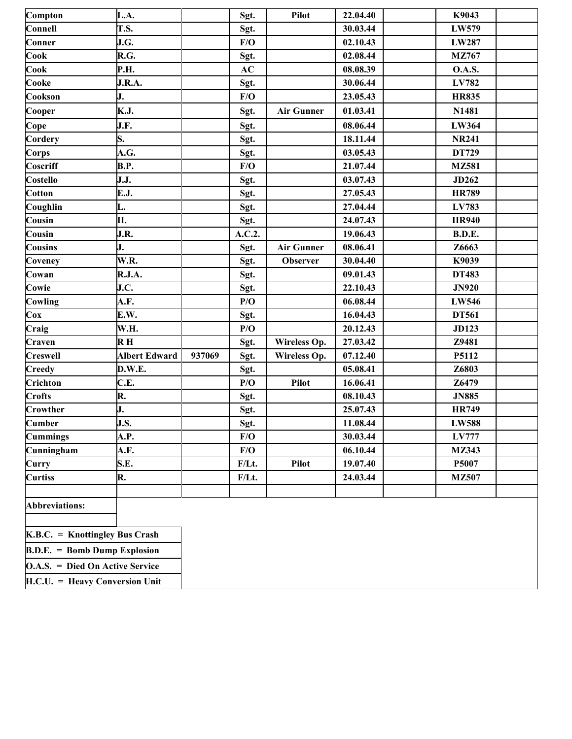| | | | | | | | | |
|---|---|---|---|---|---|---|---|---|
| **Compton** | **L.A.** | | **Sgt.** | **Pilot** | **22.04.40** | | **K9043** | |
| **Connell** | **T.S.** | | **Sgt.** | | **30.03.44** | | **LW579** | |
| **Conner** | **J.G.** | | **F/O** | | **02.10.43** | | **LW287** | |
| **Cook** | **R.G.** | | **Sgt.** | | **02.08.44** | | **MZ767** | |
| **Cook** | **P.H.** | | **AC** | | **08.08.39** | | **O.A.S.** | |
| **Cooke** | **J.R.A.** | | **Sgt.** | | **30.06.44** | | **LV782** | |
| **Cookson** | **J.** | | **F/O** | | **23.05.43** | | **HR835** | |
| **Cooper** | **K.J.** | | **Sgt.** | **Air Gunner** | **01.03.41** | | **N1481** | |
| **Cope** | **J.F.** | | **Sgt.** | | **08.06.44** | | **LW364** | |
| **Cordery** | **S.** | | **Sgt.** | | **18.11.44** | | **NR241** | |
| **Corps** | **A.G.** | | **Sgt.** | | **03.05.43** | | **DT729** | |
| **Coscriff** | **B.P.** | | **F/O** | | **21.07.44** | | **MZ581** | |
| **Costello** | **J.J.** | | **Sgt.** | | **03.07.43** | | **JD262** | |
| **Cotton** | **E.J.** | | **Sgt.** | | **27.05.43** | | **HR789** | |
| **Coughlin** | **L.** | | **Sgt.** | | **27.04.44** | | **LV783** | |
| **Cousin** | **H.** | | **Sgt.** | | **24.07.43** | | **HR940** | |
| **Cousin** | **J.R.** | | **A.C.2.** | | **19.06.43** | | **B.D.E.** | |
| **Cousins** | **J.** | | **Sgt.** | **Air Gunner** | **08.06.41** | | **Z6663** | |
| **Coveney** | **W.R.** | | **Sgt.** | **Observer** | **30.04.40** | | **K9039** | |
| **Cowan** | **R.J.A.** | | **Sgt.** | | **09.01.43** | | **DT483** | |
| **Cowie** | **J.C.** | | **Sgt.** | | **22.10.43** | | **JN920** | |
| **Cowling** | **A.F.** | | **P/O** | | **06.08.44** | | **LW546** | |
| **Cox** | **E.W.** | | **Sgt.** | | **16.04.43** | | **DT561** | |
| **Craig** | **W.H.** | | **P/O** | | **20.12.43** | | **JD123** | |
| **Craven** | **R H** | | **Sgt.** | **Wireless Op.** | **27.03.42** | | **Z9481** | |
| **Creswell** | **Albert Edward** | **937069** | **Sgt.** | **Wireless Op.** | **07.12.40** | | **P5112** | |
| **Creedy** | **D.W.E.** | | **Sgt.** | | **05.08.41** | | **Z6803** | |
| **Crichton** | **C.E.** | | **P/O** | **Pilot** | **16.06.41** | | **Z6479** | |
| **Crofts** | **R.** | | **Sgt.** | | **08.10.43** | | **JN885** | |
| **Crowther** | **J.** | | **Sgt.** | | **25.07.43** | | **HR749** | |
| **Cumber** | **J.S.** | | **Sgt.** | | **11.08.44** | | **LW588** | |
| **Cummings** | **A.P.** | | **F/O** | | **30.03.44** | | **LV777** | |
| **Cunningham** | **A.F.** | | **F/O** | | **06.10.44** | | **MZ343** | |
| **Curry** | **S.E.** | | **F/Lt.** | **Pilot** | **19.07.40** | | **P5007** | |
| **Curtiss** | **R.** | | **F/Lt.** | | **24.03.44** | | **MZ507** | |

**Abbreviations:**

**K.B.C. = Knottingley Bus Crash**

**B.D.E. = Bomb Dump Explosion**

**O.A.S. = Died On Active Service**

**H.C.U. = Heavy Conversion Unit**